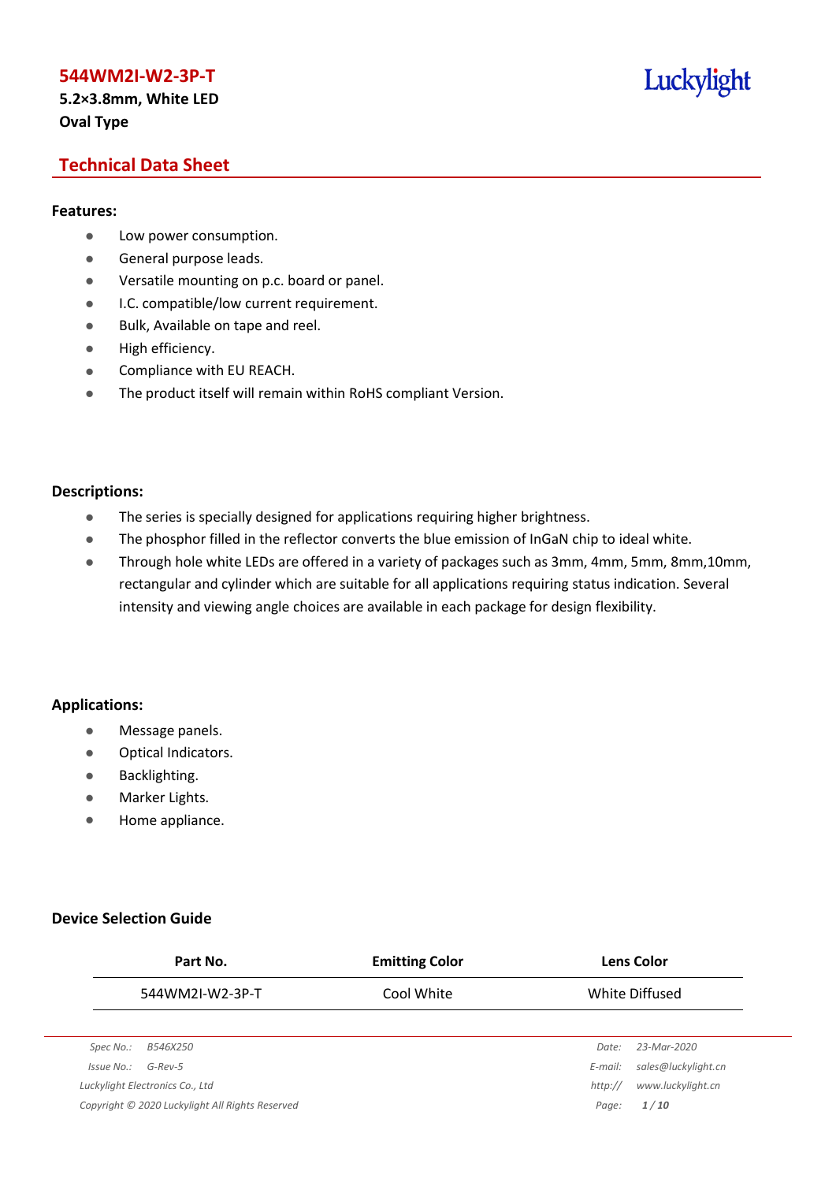# 544WM2I-W2-3P-T

**5.2×3.8mm, White LED**
**Oval Type**

Luckylight

## Technical Data Sheet

### Features:

- Low power consumption.
- General purpose leads.
- Versatile mounting on p.c. board or panel.
- I.C. compatible/low current requirement.
- Bulk, Available on tape and reel.
- High efficiency.
- Compliance with EU REACH.
- The product itself will remain within RoHS compliant Version.

### Descriptions:

- The series is specially designed for applications requiring higher brightness.
- The phosphor filled in the reflector converts the blue emission of InGaN chip to ideal white.
- Through hole white LEDs are offered in a variety of packages such as 3mm, 4mm, 5mm, 8mm,10mm, rectangular and cylinder which are suitable for all applications requiring status indication. Several intensity and viewing angle choices are available in each package for design flexibility.

### Applications:

- Message panels.
- Optical Indicators.
- Backlighting.
- Marker Lights.
- Home appliance.

### Device Selection Guide

| Part No. | Emitting Color | Lens Color |
| --- | --- | --- |
| 544WM2I-W2-3P-T | Cool White | White Diffused |

Spec No.: B546X250
Issue No.: G-Rev-5
Date: 23-Mar-2020
E-mail: sales@luckylight.cn
http:// www.luckylight.cn
Luckylight Electronics Co., Ltd
Copyright © 2020 Luckylight All Rights Reserved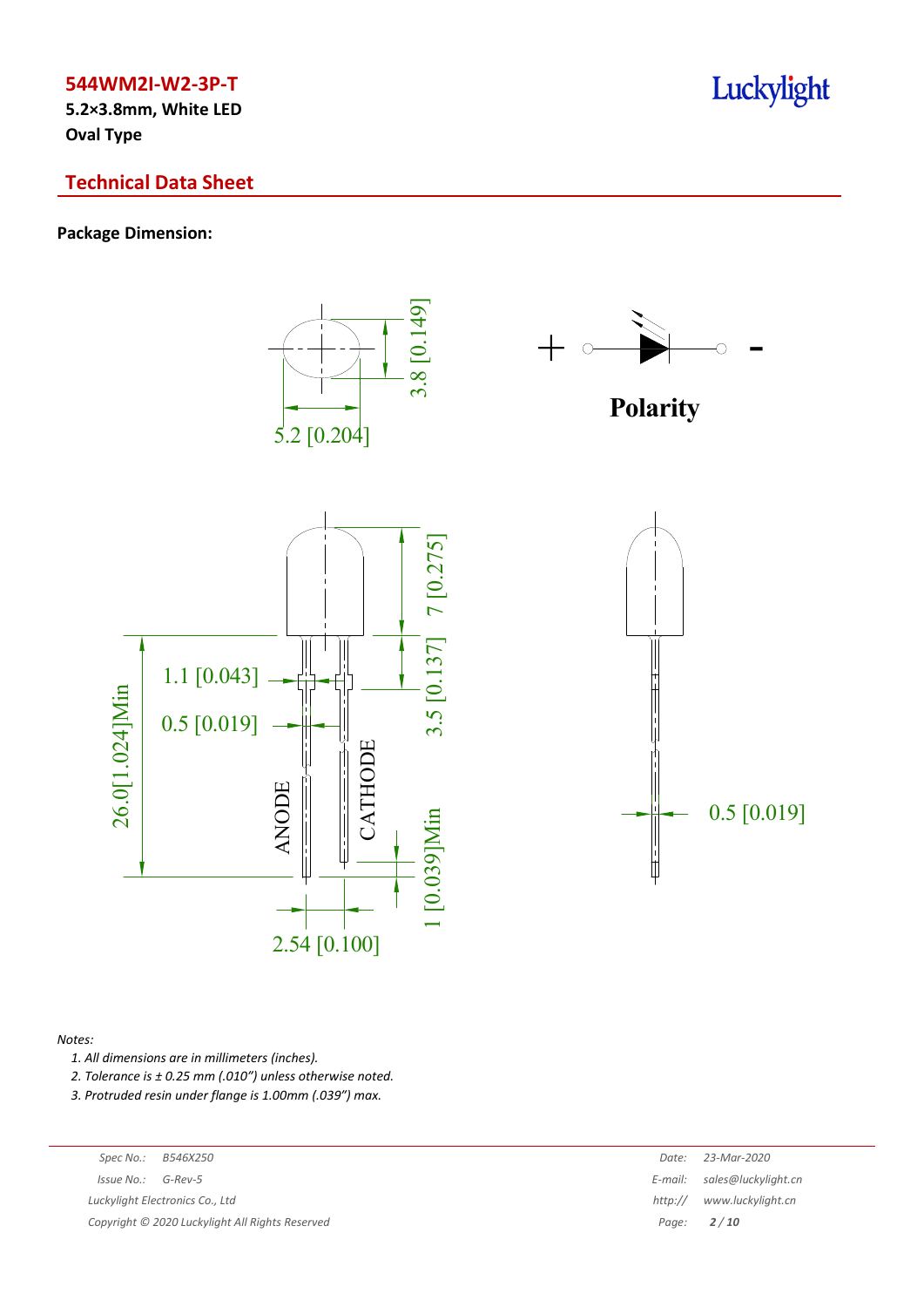**544WM2I-W2-3P-T**

**5.2×3.8mm, White LED**

**Oval Type**

## Technical Data Sheet

### Package Dimension:

3.8 [0.149]

5.2 [0.204]

Polarity

7 [0.275]

1.1 [0.043]

0.5 [0.019]

3.5 [0.137]

26.0[1.024]Min

ANODE

CATHODE

1 [0.039]Min

2.54 [0.100]

0.5 [0.019]

*Notes:*

1. *All dimensions are in millimeters (inches).*
2. *Tolerance is ± 0.25 mm (.010") unless otherwise noted.*
3. *Protruded resin under flange is 1.00mm (.039") max.*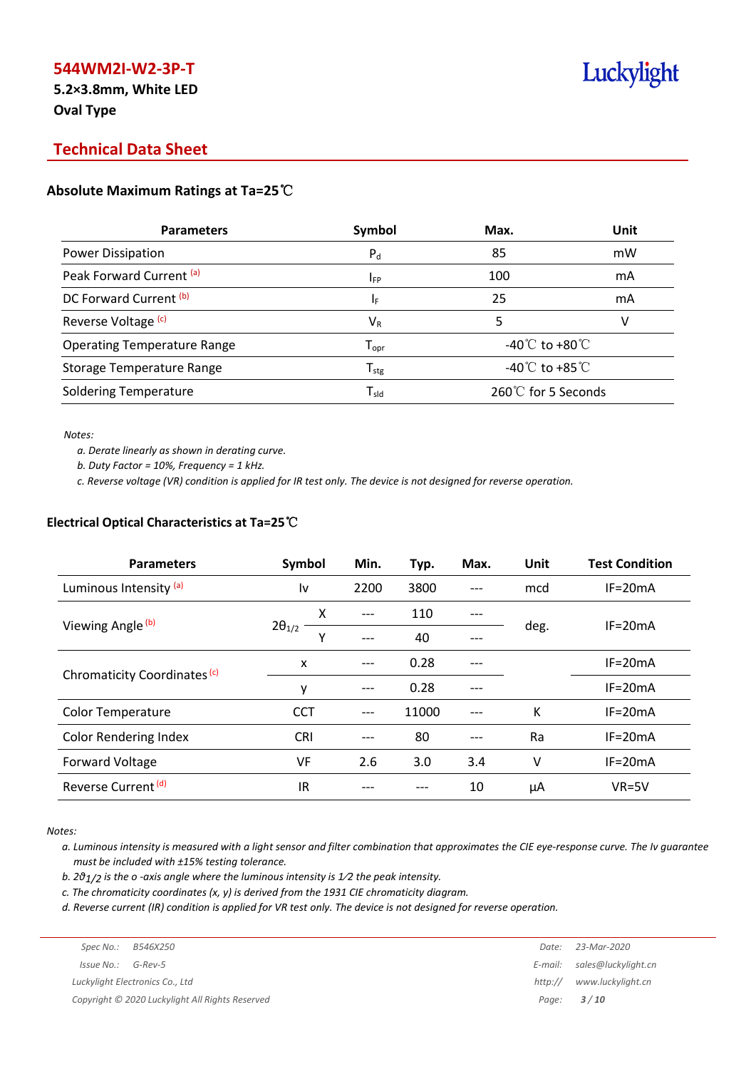**544WM2I-W2-3P-T**

**5.2×3.8mm, White LED**

**Oval Type**

Luckylight

## Technical Data Sheet

### Absolute Maximum Ratings at Ta=25℃

| Parameters | Symbol | Max. | Unit |
|---|---|---|---|
| Power Dissipation | $P_d$ | 85 | mW |
| Peak Forward Current [(a)] | $I_{FP}$ | 100 | mA |
| DC Forward Current [(b)] | $I_F$ | 25 | mA |
| Reverse Voltage [(c)] | $V_R$ | 5 | V |
| Operating Temperature Range | $T_{opr}$ | -40℃ to +80℃ | |
| Storage Temperature Range | $T_{stg}$ | -40℃ to +85℃ | |
| Soldering Temperature | $T_{sld}$ | 260℃ for 5 Seconds | |

*Notes:*

*a. Derate linearly as shown in derating curve.*

*b. Duty Factor = 10%, Frequency = 1 kHz.*

*c. Reverse voltage (VR) condition is applied for IR test only. The device is not designed for reverse operation.*

### Electrical Optical Characteristics at Ta=25℃

| Parameters | Symbol | | Min. | Typ. | Max. | Unit | Test Condition |
|---|---|---|---|---|---|---|---|
| Luminous Intensity [(a)] | Iv | | 2200 | 3800 | --- | mcd | IF=20mA |
| Viewing Angle [(b)] | $2\theta_{1/2}$ | X | --- | 110 | --- | deg. | IF=20mA |
| | | Y | --- | 40 | --- | | |
| Chromaticity Coordinates [(c)] | x | | --- | 0.28 | --- | | IF=20mA |
| | y | | --- | 0.28 | --- | | IF=20mA |
| Color Temperature | CCT | | --- | 11000 | --- | K | IF=20mA |
| Color Rendering Index | CRI | | --- | 80 | --- | Ra | IF=20mA |
| Forward Voltage | VF | | 2.6 | 3.0 | 3.4 | V | IF=20mA |
| Reverse Current [(d)] | IR | | --- | --- | 10 | μA | VR=5V |

*Notes:*

*a. Luminous intensity is measured with a light sensor and filter combination that approximates the CIE eye-response curve. The Iv guarantee must be included with ±15% testing tolerance.*

*b. $2\theta_{1/2}$ is the o -axis angle where the luminous intensity is 1⁄2 the peak intensity.*

*c. The chromaticity coordinates (x, y) is derived from the 1931 CIE chromaticity diagram.*

*d. Reverse current (IR) condition is applied for VR test only. The device is not designed for reverse operation.*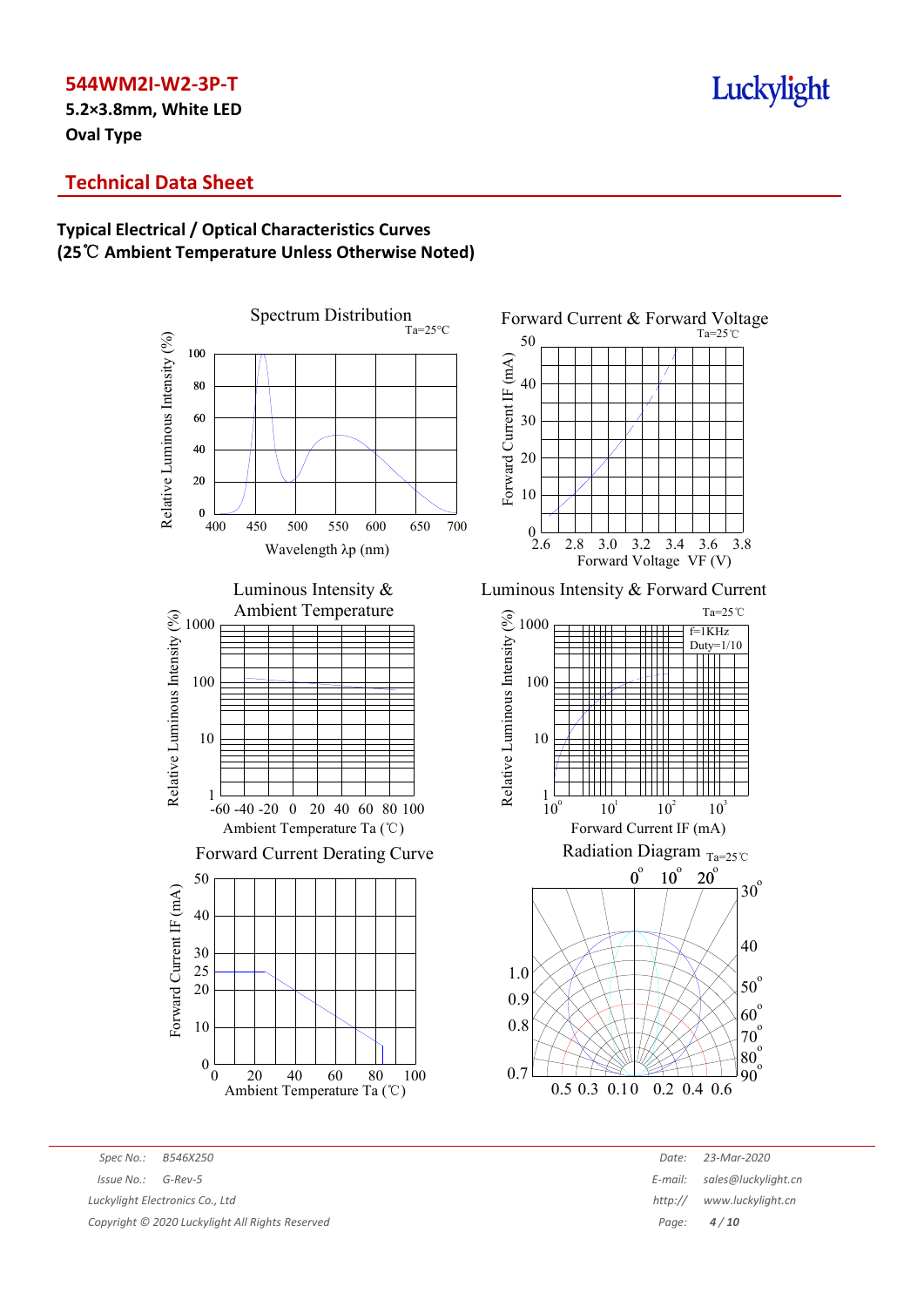# 544WM2I-W2-3P-T

**5.2×3.8mm, White LED**
**Oval Type**

## Technical Data Sheet

### Typical Electrical / Optical Characteristics Curves
**(25℃ Ambient Temperature Unless Otherwise Noted)**

Spectrum Distribution (Ta=25°C)

Forward Current & Forward Voltage (Ta=25℃)

Luminous Intensity & Ambient Temperature

Luminous Intensity & Forward Current (Ta=25℃, f=1KHz, Duty=1/10)

Forward Current Derating Curve

Radiation Diagram (Ta=25℃)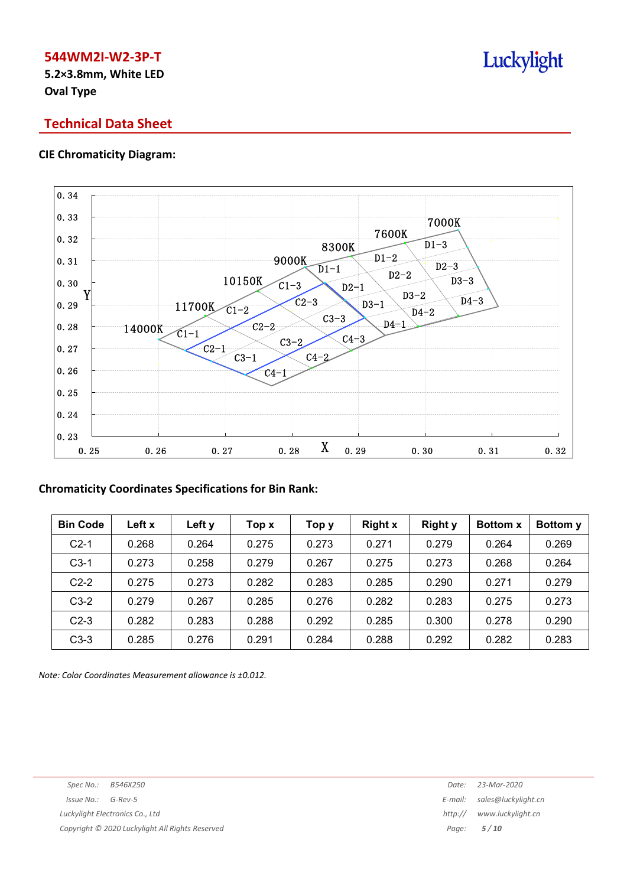# 544WM2I-W2-3P-T

**5.2×3.8mm, White LED**
**Oval Type**

## Technical Data Sheet

### CIE Chromaticity Diagram:

### Chromaticity Coordinates Specifications for Bin Rank:

| Bin Code | Left x | Left y | Top x | Top y | Right x | Right y | Bottom x | Bottom y |
|---|---|---|---|---|---|---|---|---|
| C2-1 | 0.268 | 0.264 | 0.275 | 0.273 | 0.271 | 0.279 | 0.264 | 0.269 |
| C3-1 | 0.273 | 0.258 | 0.279 | 0.267 | 0.275 | 0.273 | 0.268 | 0.264 |
| C2-2 | 0.275 | 0.273 | 0.282 | 0.283 | 0.285 | 0.290 | 0.271 | 0.279 |
| C3-2 | 0.279 | 0.267 | 0.285 | 0.276 | 0.282 | 0.283 | 0.275 | 0.273 |
| C2-3 | 0.282 | 0.283 | 0.288 | 0.292 | 0.285 | 0.300 | 0.278 | 0.290 |
| C3-3 | 0.285 | 0.276 | 0.291 | 0.284 | 0.288 | 0.292 | 0.282 | 0.283 |

*Note: Color Coordinates Measurement allowance is ±0.012.*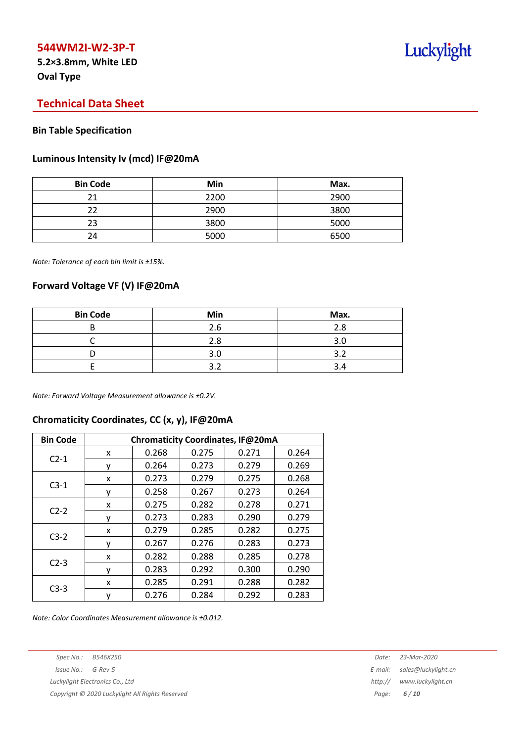# 544WM2I-W2-3P-T

**5.2×3.8mm, White LED**
**Oval Type**

## Technical Data Sheet

### Bin Table Specification

### Luminous Intensity Iv (mcd) IF@20mA

| Bin Code | Min | Max. |
|---|---|---|
| 21 | 2200 | 2900 |
| 22 | 2900 | 3800 |
| 23 | 3800 | 5000 |
| 24 | 5000 | 6500 |

*Note: Tolerance of each bin limit is ±15%.*

### Forward Voltage VF (V) IF@20mA

| Bin Code | Min | Max. |
|---|---|---|
| B | 2.6 | 2.8 |
| C | 2.8 | 3.0 |
| D | 3.0 | 3.2 |
| E | 3.2 | 3.4 |

*Note: Forward Voltage Measurement allowance is ±0.2V.*

### Chromaticity Coordinates, CC (x, y), IF@20mA

| Bin Code | Chromaticity Coordinates, IF@20mA | | | | |
|---|---|---|---|---|---|
| C2-1 | x | 0.268 | 0.275 | 0.271 | 0.264 |
| | y | 0.264 | 0.273 | 0.279 | 0.269 |
| C3-1 | x | 0.273 | 0.279 | 0.275 | 0.268 |
| | y | 0.258 | 0.267 | 0.273 | 0.264 |
| C2-2 | x | 0.275 | 0.282 | 0.278 | 0.271 |
| | y | 0.273 | 0.283 | 0.290 | 0.279 |
| C3-2 | x | 0.279 | 0.285 | 0.282 | 0.275 |
| | y | 0.267 | 0.276 | 0.283 | 0.273 |
| C2-3 | x | 0.282 | 0.288 | 0.285 | 0.278 |
| | y | 0.283 | 0.292 | 0.300 | 0.290 |
| C3-3 | x | 0.285 | 0.291 | 0.288 | 0.282 |
| | y | 0.276 | 0.284 | 0.292 | 0.283 |

*Note: Color Coordinates Measurement allowance is ±0.012.*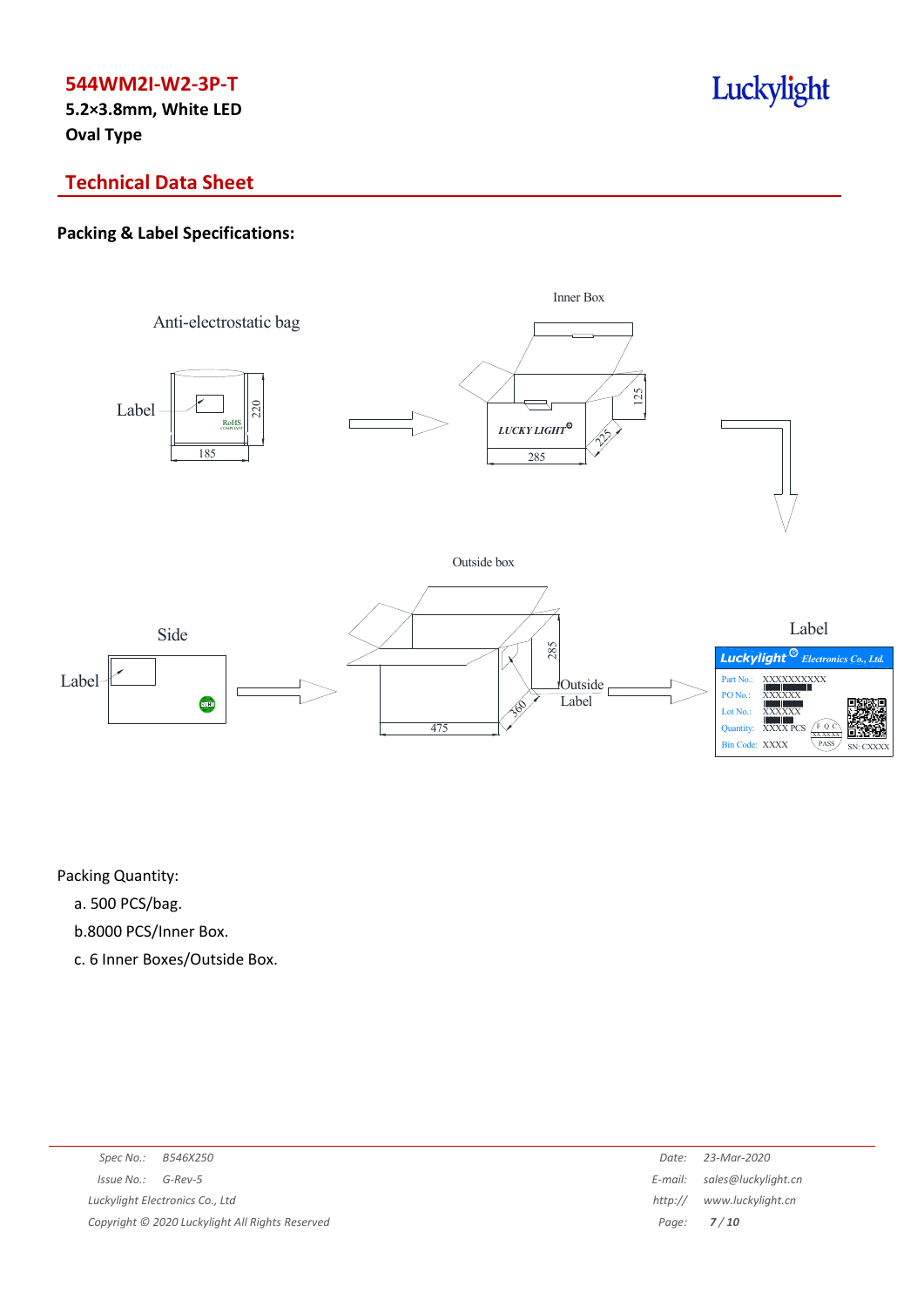## Packing & Label Specifications:

Packing Quantity:

a. 500 PCS/bag.

b.8000 PCS/Inner Box.

c. 6 Inner Boxes/Outside Box.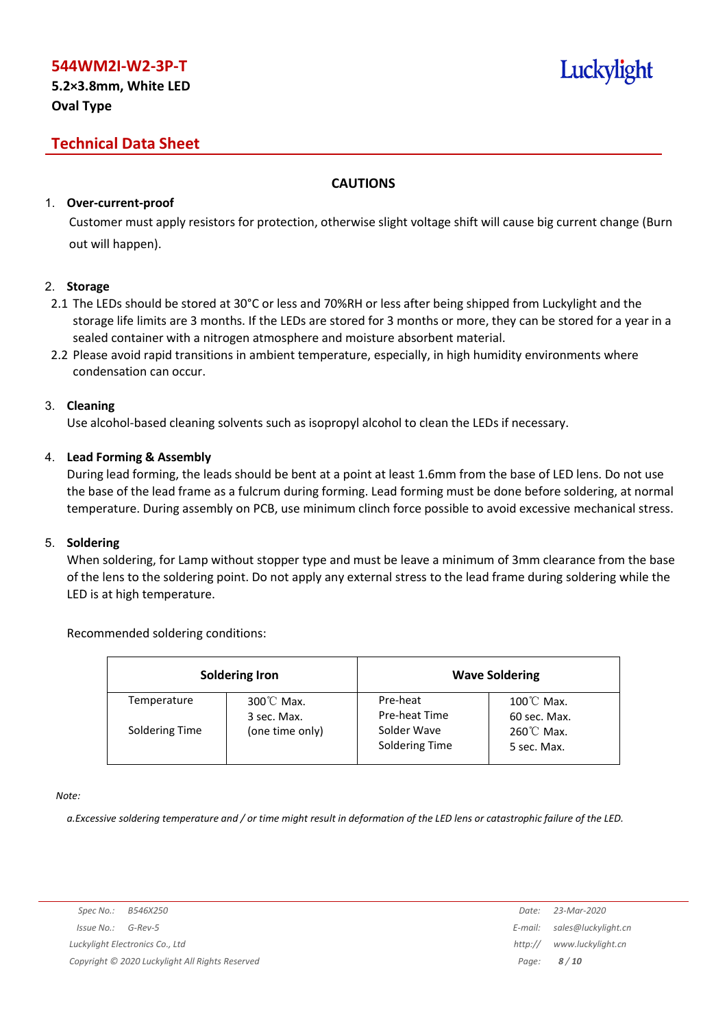**544WM2I-W2-3P-T**

**5.2×3.8mm, White LED**

**Oval Type**

## Technical Data Sheet

### CAUTIONS

1. **Over-current-proof**

   Customer must apply resistors for protection, otherwise slight voltage shift will cause big current change (Burn out will happen).

2. **Storage**

   2.1 The LEDs should be stored at 30°C or less and 70%RH or less after being shipped from Luckylight and the storage life limits are 3 months. If the LEDs are stored for 3 months or more, they can be stored for a year in a sealed container with a nitrogen atmosphere and moisture absorbent material.

   2.2 Please avoid rapid transitions in ambient temperature, especially, in high humidity environments where condensation can occur.

3. **Cleaning**

   Use alcohol-based cleaning solvents such as isopropyl alcohol to clean the LEDs if necessary.

4. **Lead Forming & Assembly**

   During lead forming, the leads should be bent at a point at least 1.6mm from the base of LED lens. Do not use the base of the lead frame as a fulcrum during forming. Lead forming must be done before soldering, at normal temperature. During assembly on PCB, use minimum clinch force possible to avoid excessive mechanical stress.

5. **Soldering**

   When soldering, for Lamp without stopper type and must be leave a minimum of 3mm clearance from the base of the lens to the soldering point. Do not apply any external stress to the lead frame during soldering while the LED is at high temperature.

   Recommended soldering conditions:

| Soldering Iron | | Wave Soldering | |
|---|---|---|---|
| Temperature<br>Soldering Time | 300℃ Max.<br>3 sec. Max.<br>(one time only) | Pre-heat<br>Pre-heat Time<br>Solder Wave<br>Soldering Time | 100℃ Max.<br>60 sec. Max.<br>260℃ Max.<br>5 sec. Max. |

*Note:*

*a.Excessive soldering temperature and / or time might result in deformation of the LED lens or catastrophic failure of the LED.*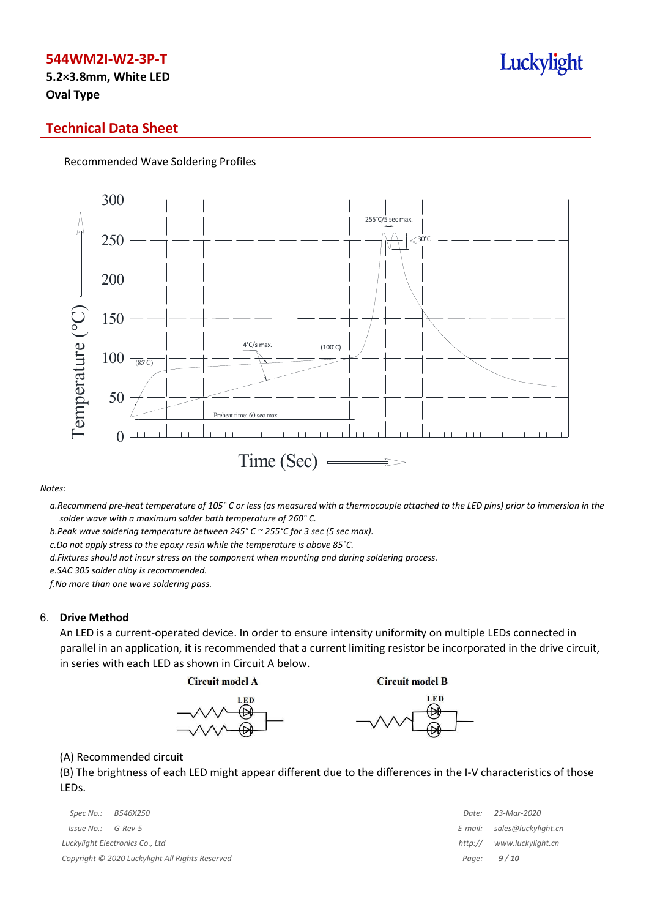Recommended Wave Soldering Profiles

*Notes:*

*a.Recommend pre-heat temperature of 105° C or less (as measured with a thermocouple attached to the LED pins) prior to immersion in the solder wave with a maximum solder bath temperature of 260° C.*

*b.Peak wave soldering temperature between 245° C ~ 255°C for 3 sec (5 sec max).*

*c.Do not apply stress to the epoxy resin while the temperature is above 85°C.*

*d.Fixtures should not incur stress on the component when mounting and during soldering process.*

*e.SAC 305 solder alloy is recommended.*

*f.No more than one wave soldering pass.*

## 6. Drive Method

An LED is a current-operated device. In order to ensure intensity uniformity on multiple LEDs connected in parallel in an application, it is recommended that a current limiting resistor be incorporated in the drive circuit, in series with each LED as shown in Circuit A below.

**Circuit model A**

**Circuit model B**

(A) Recommended circuit

(B) The brightness of each LED might appear different due to the differences in the I-V characteristics of those LEDs.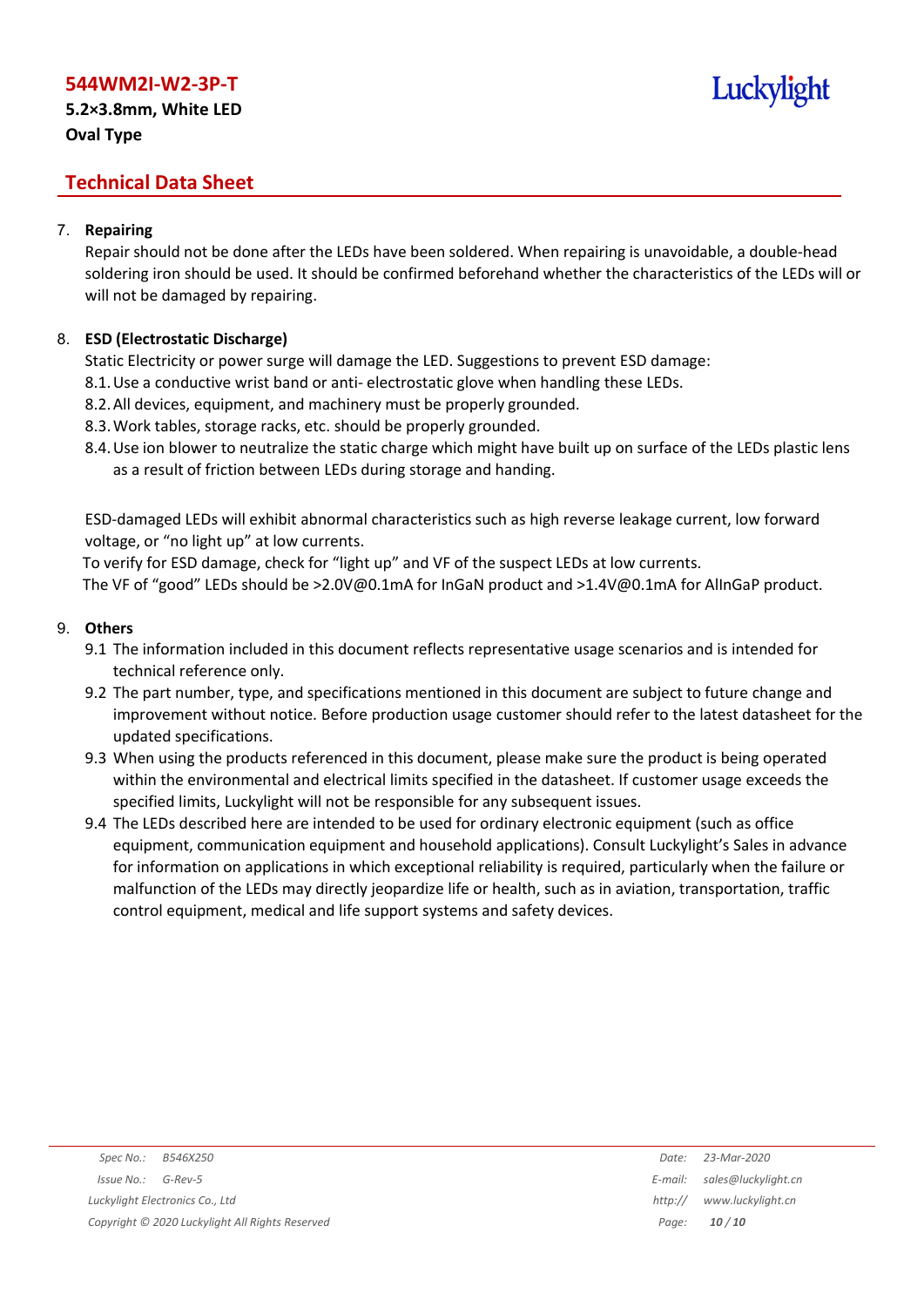7. **Repairing**

   Repair should not be done after the LEDs have been soldered. When repairing is unavoidable, a double-head soldering iron should be used. It should be confirmed beforehand whether the characteristics of the LEDs will or will not be damaged by repairing.

8. **ESD (Electrostatic Discharge)**

   Static Electricity or power surge will damage the LED. Suggestions to prevent ESD damage:

   8.1. Use a conductive wrist band or anti- electrostatic glove when handling these LEDs.

   8.2. All devices, equipment, and machinery must be properly grounded.

   8.3. Work tables, storage racks, etc. should be properly grounded.

   8.4. Use ion blower to neutralize the static charge which might have built up on surface of the LEDs plastic lens as a result of friction between LEDs during storage and handing.

   ESD-damaged LEDs will exhibit abnormal characteristics such as high reverse leakage current, low forward voltage, or "no light up" at low currents.

   To verify for ESD damage, check for "light up" and VF of the suspect LEDs at low currents.

   The VF of "good" LEDs should be >2.0V@0.1mA for InGaN product and >1.4V@0.1mA for AlInGaP product.

9. **Others**

   9.1 The information included in this document reflects representative usage scenarios and is intended for technical reference only.

   9.2 The part number, type, and specifications mentioned in this document are subject to future change and improvement without notice. Before production usage customer should refer to the latest datasheet for the updated specifications.

   9.3 When using the products referenced in this document, please make sure the product is being operated within the environmental and electrical limits specified in the datasheet. If customer usage exceeds the specified limits, Luckylight will not be responsible for any subsequent issues.

   9.4 The LEDs described here are intended to be used for ordinary electronic equipment (such as office equipment, communication equipment and household applications). Consult Luckylight's Sales in advance for information on applications in which exceptional reliability is required, particularly when the failure or malfunction of the LEDs may directly jeopardize life or health, such as in aviation, transportation, traffic control equipment, medical and life support systems and safety devices.